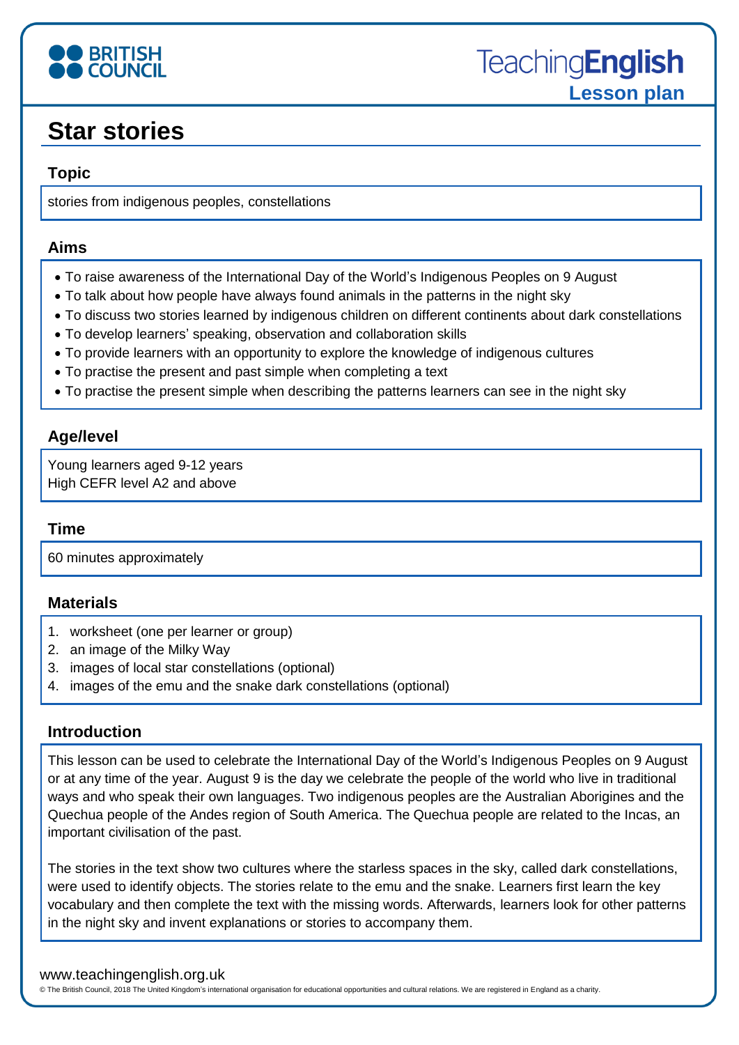# Star stories

## Topic

stories from indigenous peoples, constellations

## Aims

- To raise awareness of the International Day of the World's Indigenous Peoples on 9 August
- To talk about how people have always found animals in the patterns in the night sky
- To discuss two stories learned by indigenous children on different continents about dark constellations
- To develop learners' speaking, observation and collaboration skills
- To provide learners with an opportunity to explore the knowledge of indigenous cultures
- To practise the present and past simple when completing a text
- To practise the present simple when describing the patterns learners can see in the night sky

## Age/level

Young learners aged 9-12 years
High CEFR level A2 and above

## Time

60 minutes approximately

## Materials

1. worksheet (one per learner or group)
2. an image of the Milky Way
3. images of local star constellations (optional)
4. images of the emu and the snake dark constellations (optional)

## Introduction

This lesson can be used to celebrate the International Day of the World's Indigenous Peoples on 9 August or at any time of the year. August 9 is the day we celebrate the people of the world who live in traditional ways and who speak their own languages. Two indigenous peoples are the Australian Aborigines and the Quechua people of the Andes region of South America. The Quechua people are related to the Incas, an important civilisation of the past.

The stories in the text show two cultures where the starless spaces in the sky, called dark constellations, were used to identify objects. The stories relate to the emu and the snake. Learners first learn the key vocabulary and then complete the text with the missing words. Afterwards, learners look for other patterns in the night sky and invent explanations or stories to accompany them.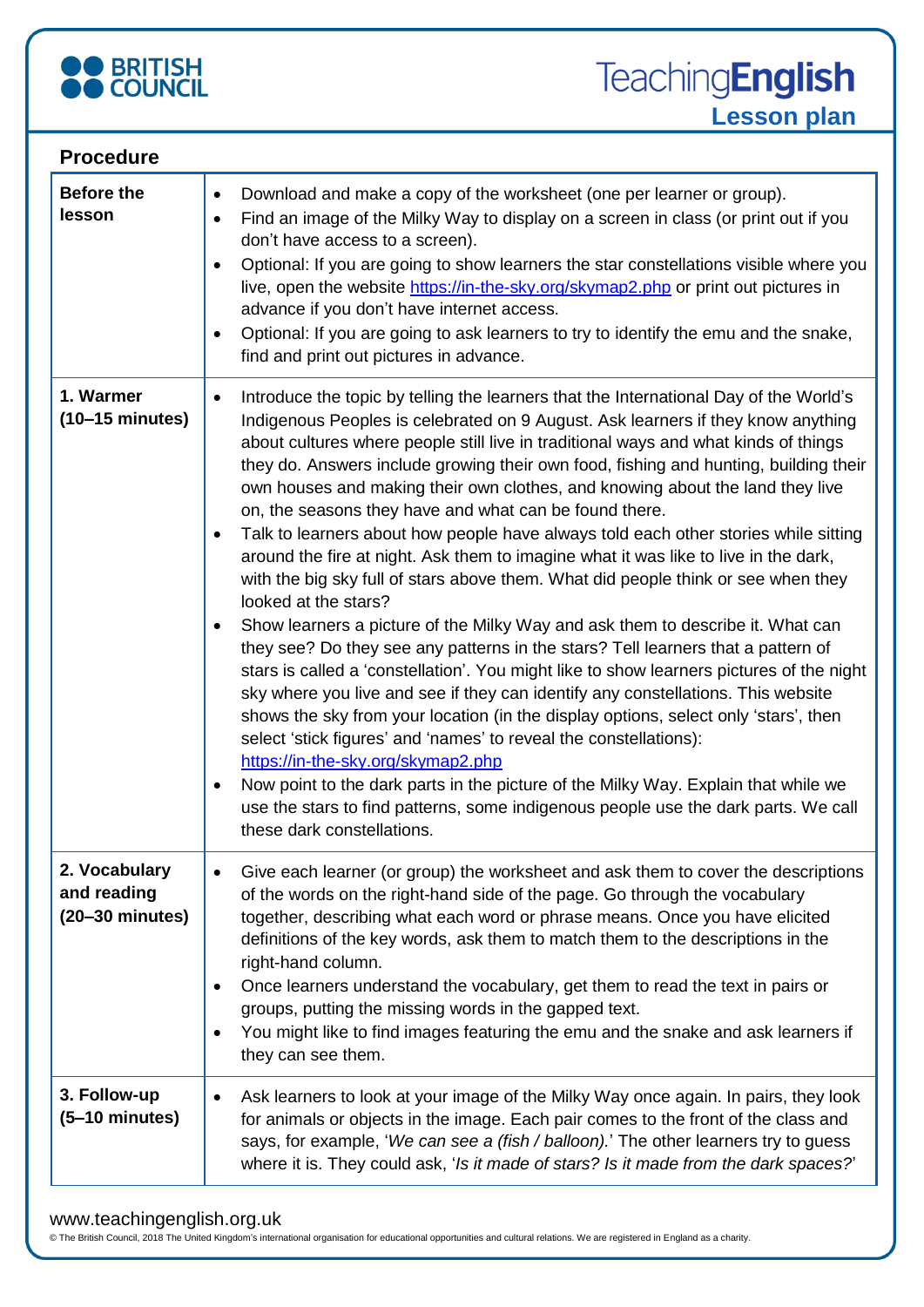## Procedure

| | |
|---|---|
| **Before the lesson** | • Download and make a copy of the worksheet (one per learner or group).<br>• Find an image of the Milky Way to display on a screen in class (or print out if you don't have access to a screen).<br>• Optional: If you are going to show learners the star constellations visible where you live, open the website https://in-the-sky.org/skymap2.php or print out pictures in advance if you don't have internet access.<br>• Optional: If you are going to ask learners to try to identify the emu and the snake, find and print out pictures in advance. |
| **1. Warmer (10–15 minutes)** | • Introduce the topic by telling the learners that the International Day of the World's Indigenous Peoples is celebrated on 9 August. Ask learners if they know anything about cultures where people still live in traditional ways and what kinds of things they do. Answers include growing their own food, fishing and hunting, building their own houses and making their own clothes, and knowing about the land they live on, the seasons they have and what can be found there.<br>• Talk to learners about how people have always told each other stories while sitting around the fire at night. Ask them to imagine what it was like to live in the dark, with the big sky full of stars above them. What did people think or see when they looked at the stars?<br>• Show learners a picture of the Milky Way and ask them to describe it. What can they see? Do they see any patterns in the stars? Tell learners that a pattern of stars is called a 'constellation'. You might like to show learners pictures of the night sky where you live and see if they can identify any constellations. This website shows the sky from your location (in the display options, select only 'stars', then select 'stick figures' and 'names' to reveal the constellations): https://in-the-sky.org/skymap2.php<br>• Now point to the dark parts in the picture of the Milky Way. Explain that while we use the stars to find patterns, some indigenous people use the dark parts. We call these dark constellations. |
| **2. Vocabulary and reading (20–30 minutes)** | • Give each learner (or group) the worksheet and ask them to cover the descriptions of the words on the right-hand side of the page. Go through the vocabulary together, describing what each word or phrase means. Once you have elicited definitions of the key words, ask them to match them to the descriptions in the right-hand column.<br>• Once learners understand the vocabulary, get them to read the text in pairs or groups, putting the missing words in the gapped text.<br>• You might like to find images featuring the emu and the snake and ask learners if they can see them. |
| **3. Follow-up (5–10 minutes)** | • Ask learners to look at your image of the Milky Way once again. In pairs, they look for animals or objects in the image. Each pair comes to the front of the class and says, for example, '*We can see a (fish / balloon).*' The other learners try to guess where it is. They could ask, '*Is it made of stars? Is it made from the dark spaces?*' |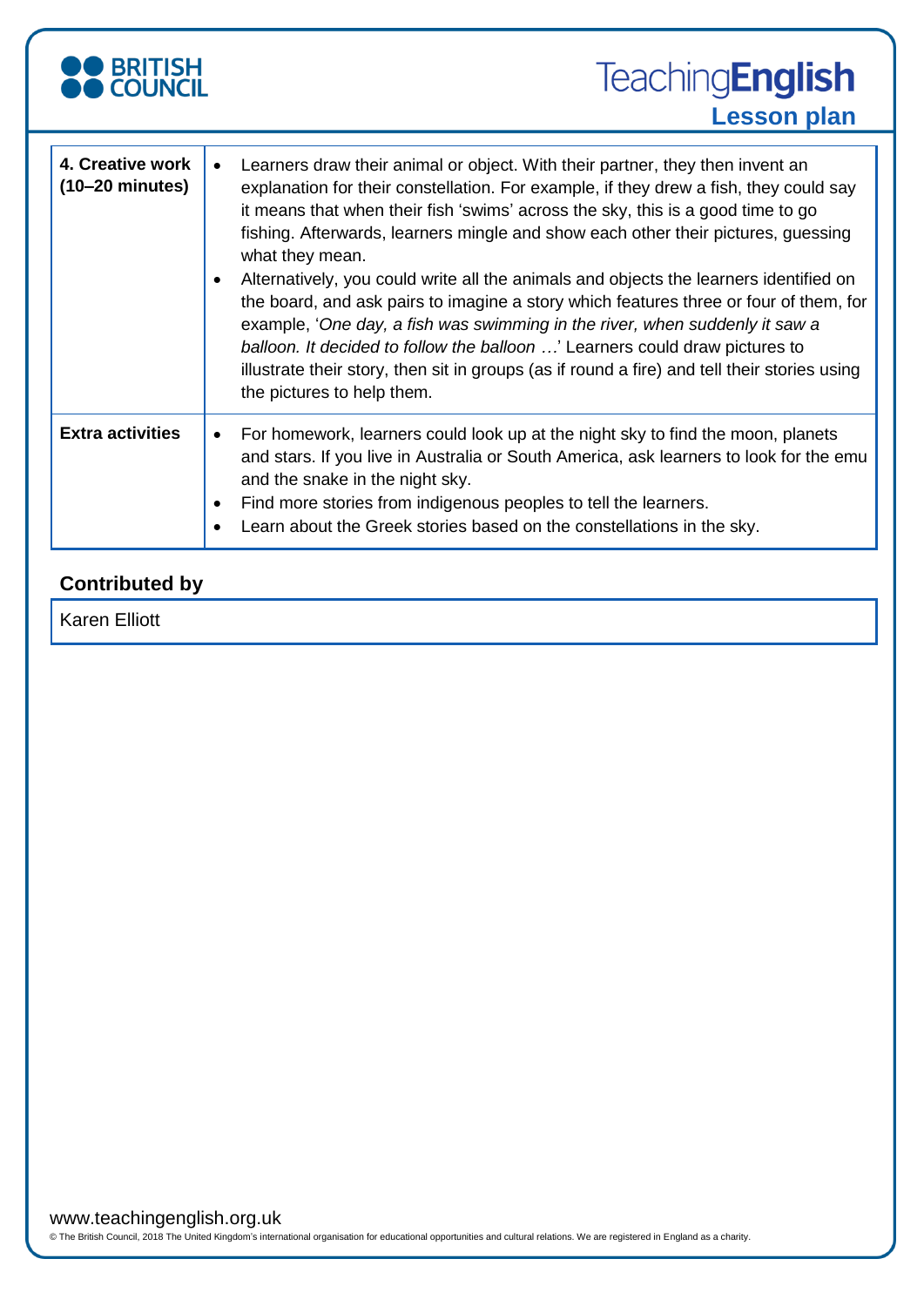| | |
|---|---|
| **4. Creative work (10–20 minutes)** | • Learners draw their animal or object. With their partner, they then invent an explanation for their constellation. For example, if they drew a fish, they could say it means that when their fish 'swims' across the sky, this is a good time to go fishing. Afterwards, learners mingle and show each other their pictures, guessing what they mean.<br>• Alternatively, you could write all the animals and objects the learners identified on the board, and ask pairs to imagine a story which features three or four of them, for example, '*One day, a fish was swimming in the river, when suddenly it saw a balloon. It decided to follow the balloon …*' Learners could draw pictures to illustrate their story, then sit in groups (as if round a fire) and tell their stories using the pictures to help them. |
| **Extra activities** | • For homework, learners could look up at the night sky to find the moon, planets and stars. If you live in Australia or South America, ask learners to look for the emu and the snake in the night sky.<br>• Find more stories from indigenous peoples to tell the learners.<br>• Learn about the Greek stories based on the constellations in the sky. |

## Contributed by

Karen Elliott